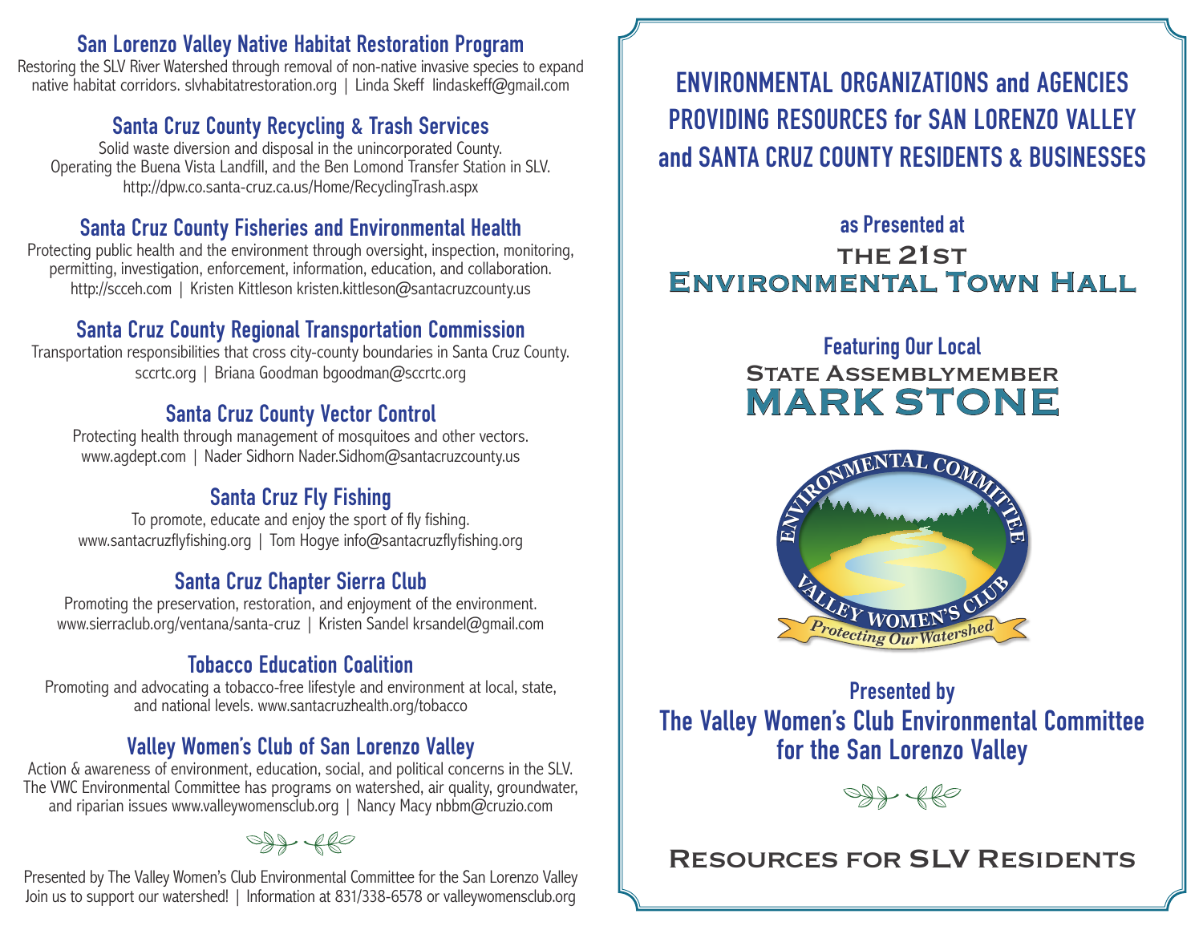## San Lorenzo Valley Native Habitat Restoration Program

Restoring the SLV River Watershed through removal of non-native invasive species to expand native habitat corridors. slvhabitatrestoration.org | Linda Skeff lindaskeff@gmail.com

## Santa Cruz County Recycling & Trash Services

Solid waste diversion and disposal in the unincorporated County.
Operating the Buena Vista Landfill, and the Ben Lomond Transfer Station in SLV.
http://dpw.co.santa-cruz.ca.us/Home/RecyclingTrash.aspx

## Santa Cruz County Fisheries and Environmental Health

Protecting public health and the environment through oversight, inspection, monitoring, permitting, investigation, enforcement, information, education, and collaboration.
http://scceh.com | Kristen Kittleson kristen.kittleson@santacruzcounty.us

## Santa Cruz County Regional Transportation Commission

Transportation responsibilities that cross city-county boundaries in Santa Cruz County.
sccrtc.org | Briana Goodman bgoodman@sccrtc.org

## Santa Cruz County Vector Control

Protecting health through management of mosquitoes and other vectors.
www.agdept.com | Nader Sidhorn Nader.Sidhom@santacruzcounty.us

## Santa Cruz Fly Fishing

To promote, educate and enjoy the sport of fly fishing.
www.santacruzflyfishing.org | Tom Hogye info@santacruzflyfishing.org

## Santa Cruz Chapter Sierra Club

Promoting the preservation, restoration, and enjoyment of the environment.
www.sierraclub.org/ventana/santa-cruz | Kristen Sandel krsandel@gmail.com

## Tobacco Education Coalition

Promoting and advocating a tobacco-free lifestyle and environment at local, state, and national levels. www.santacruzhealth.org/tobacco

## Valley Women's Club of San Lorenzo Valley

Action & awareness of environment, education, social, and political concerns in the SLV.
The VWC Environmental Committee has programs on watershed, air quality, groundwater, and riparian issues www.valleywomensclub.org | Nancy Macy nbbm@cruzio.com

Presented by The Valley Women's Club Environmental Committee for the San Lorenzo Valley
Join us to support our watershed! | Information at 831/338-6578 or valleywomensclub.org

# ENVIRONMENTAL ORGANIZATIONS and AGENCIES PROVIDING RESOURCES for SAN LORENZO VALLEY and SANTA CRUZ COUNTY RESIDENTS & BUSINESSES

as Presented at

THE 21ST

**ENVIRONMENTAL TOWN HALL**

Featuring Our Local

STATE ASSEMBLYMEMBER

**MARK STONE**

ENVIRONMENTAL COMMITTEE
VALLEY WOMEN'S CLUB
*Protecting Our Watershed*

Presented by

**The Valley Women's Club Environmental Committee for the San Lorenzo Valley**

## RESOURCES FOR SLV RESIDENTS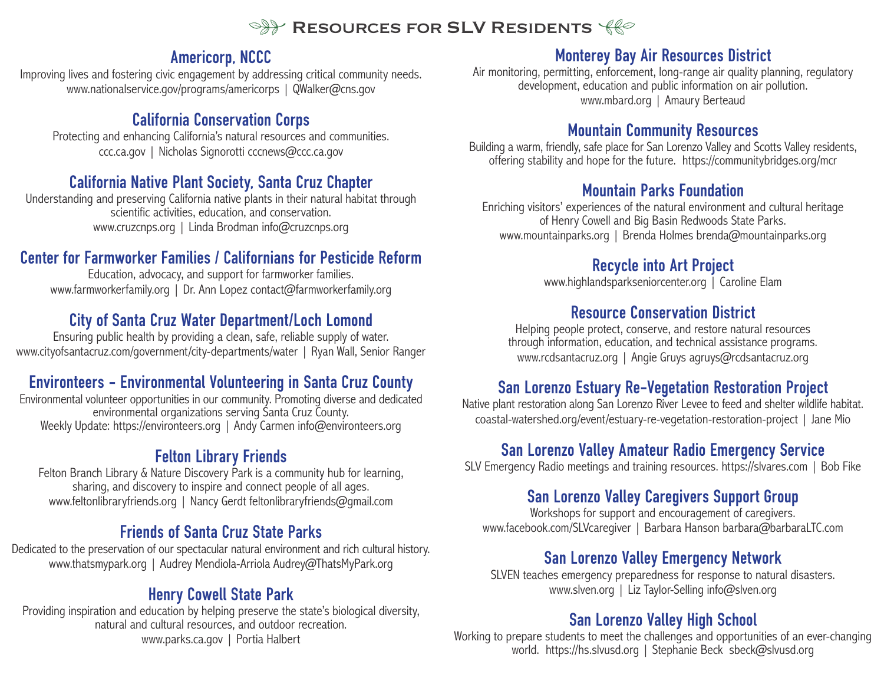# Resources for SLV Residents

## Americorp, NCCC

Improving lives and fostering civic engagement by addressing critical community needs.
www.nationalservice.gov/programs/americorps | QWalker@cns.gov

## California Conservation Corps

Protecting and enhancing California's natural resources and communities.
ccc.ca.gov | Nicholas Signorotti cccnews@ccc.ca.gov

## California Native Plant Society, Santa Cruz Chapter

Understanding and preserving California native plants in their natural habitat through scientific activities, education, and conservation.
www.cruzcnps.org | Linda Brodman info@cruzcnps.org

## Center for Farmworker Families / Californians for Pesticide Reform

Education, advocacy, and support for farmworker families.
www.farmworkerfamily.org | Dr. Ann Lopez contact@farmworkerfamily.org

## City of Santa Cruz Water Department/Loch Lomond

Ensuring public health by providing a clean, safe, reliable supply of water.
www.cityofsantacruz.com/government/city-departments/water | Ryan Wall, Senior Ranger

## Environteers - Environmental Volunteering in Santa Cruz County

Environmental volunteer opportunities in our community. Promoting diverse and dedicated environmental organizations serving Santa Cruz County.
Weekly Update: https://environteers.org | Andy Carmen info@environteers.org

## Felton Library Friends

Felton Branch Library & Nature Discovery Park is a community hub for learning, sharing, and discovery to inspire and connect people of all ages.
www.feltonlibraryfriends.org | Nancy Gerdt feltonlibraryfriends@gmail.com

## Friends of Santa Cruz State Parks

Dedicated to the preservation of our spectacular natural environment and rich cultural history.
www.thatsmypark.org | Audrey Mendiola-Arriola Audrey@ThatsMyPark.org

## Henry Cowell State Park

Providing inspiration and education by helping preserve the state's biological diversity, natural and cultural resources, and outdoor recreation.
www.parks.ca.gov | Portia Halbert

## Monterey Bay Air Resources District

Air monitoring, permitting, enforcement, long-range air quality planning, regulatory development, education and public information on air pollution.
www.mbard.org | Amaury Berteaud

## Mountain Community Resources

Building a warm, friendly, safe place for San Lorenzo Valley and Scotts Valley residents, offering stability and hope for the future. https://communitybridges.org/mcr

## Mountain Parks Foundation

Enriching visitors' experiences of the natural environment and cultural heritage of Henry Cowell and Big Basin Redwoods State Parks.
www.mountainparks.org | Brenda Holmes brenda@mountainparks.org

## Recycle into Art Project

www.highlandsparkseniorcenter.org | Caroline Elam

## Resource Conservation District

Helping people protect, conserve, and restore natural resources through information, education, and technical assistance programs.
www.rcdsantacruz.org | Angie Gruys agruys@rcdsantacruz.org

## San Lorenzo Estuary Re-Vegetation Restoration Project

Native plant restoration along San Lorenzo River Levee to feed and shelter wildlife habitat.
coastal-watershed.org/event/estuary-re-vegetation-restoration-project | Jane Mio

## San Lorenzo Valley Amateur Radio Emergency Service

SLV Emergency Radio meetings and training resources. https://slvares.com | Bob Fike

## San Lorenzo Valley Caregivers Support Group

Workshops for support and encouragement of caregivers.
www.facebook.com/SLVcaregiver | Barbara Hanson barbara@barbaraLTC.com

## San Lorenzo Valley Emergency Network

SLVEN teaches emergency preparedness for response to natural disasters.
www.slven.org | Liz Taylor-Selling info@slven.org

## San Lorenzo Valley High School

Working to prepare students to meet the challenges and opportunities of an ever-changing world. https://hs.slvusd.org | Stephanie Beck sbeck@slvusd.org